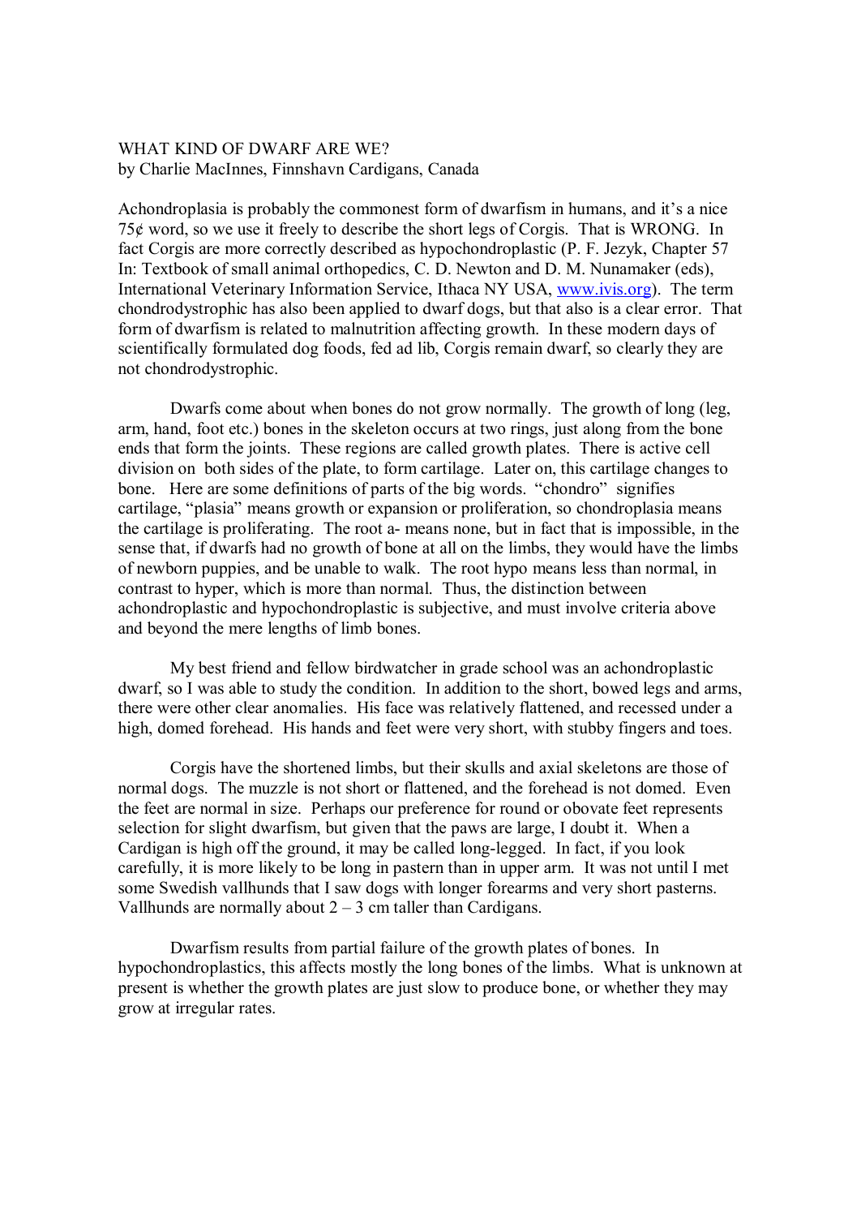# WHAT KIND OF DWARF ARE WE?

by Charlie MacInnes, Finnshavn Cardigans, Canada

Achondroplasia is probably the commonest form of dwarfism in humans, and it's a nice 75¢ word, so we use it freely to describe the short legs of Corgis. That is WRONG. In fact Corgis are more correctly described as hypochondroplastic (P. F. Jezyk, Chapter 57 In: Textbook of small animal orthopedics, C. D. Newton and D. M. Nunamaker (eds), International Veterinary Information Service, Ithaca NY USA, [www.ivis.org](http://www.ivis.org)). The term chondrodystrophic has also been applied to dwarf dogs, but that also is a clear error. That form of dwarfism is related to malnutrition affecting growth. In these modern days of scientifically formulated dog foods, fed ad lib, Corgis remain dwarf, so clearly they are not chondrodystrophic.

Dwarfs come about when bones do not grow normally. The growth of long (leg, arm, hand, foot etc.) bones in the skeleton occurs at two rings, just along from the bone ends that form the joints. These regions are called growth plates. There is active cell division on both sides of the plate, to form cartilage. Later on, this cartilage changes to bone. Here are some definitions of parts of the big words. "chondro" signifies cartilage, "plasia" means growth or expansion or proliferation, so chondroplasia means the cartilage is proliferating. The root a- means none, but in fact that is impossible, in the sense that, if dwarfs had no growth of bone at all on the limbs, they would have the limbs of newborn puppies, and be unable to walk. The root hypo means less than normal, in contrast to hyper, which is more than normal. Thus, the distinction between achondroplastic and hypochondroplastic is subjective, and must involve criteria above and beyond the mere lengths of limb bones.

My best friend and fellow birdwatcher in grade school was an achondroplastic dwarf, so I was able to study the condition. In addition to the short, bowed legs and arms, there were other clear anomalies. His face was relatively flattened, and recessed under a high, domed forehead. His hands and feet were very short, with stubby fingers and toes.

Corgis have the shortened limbs, but their skulls and axial skeletons are those of normal dogs. The muzzle is not short or flattened, and the forehead is not domed. Even the feet are normal in size. Perhaps our preference for round or obovate feet represents selection for slight dwarfism, but given that the paws are large, I doubt it. When a Cardigan is high off the ground, it may be called long-legged. In fact, if you look carefully, it is more likely to be long in pastern than in upper arm. It was not until I met some Swedish vallhunds that I saw dogs with longer forearms and very short pasterns. Vallhunds are normally about 2 – 3 cm taller than Cardigans.

Dwarfism results from partial failure of the growth plates of bones. In hypochondroplastics, this affects mostly the long bones of the limbs. What is unknown at present is whether the growth plates are just slow to produce bone, or whether they may grow at irregular rates.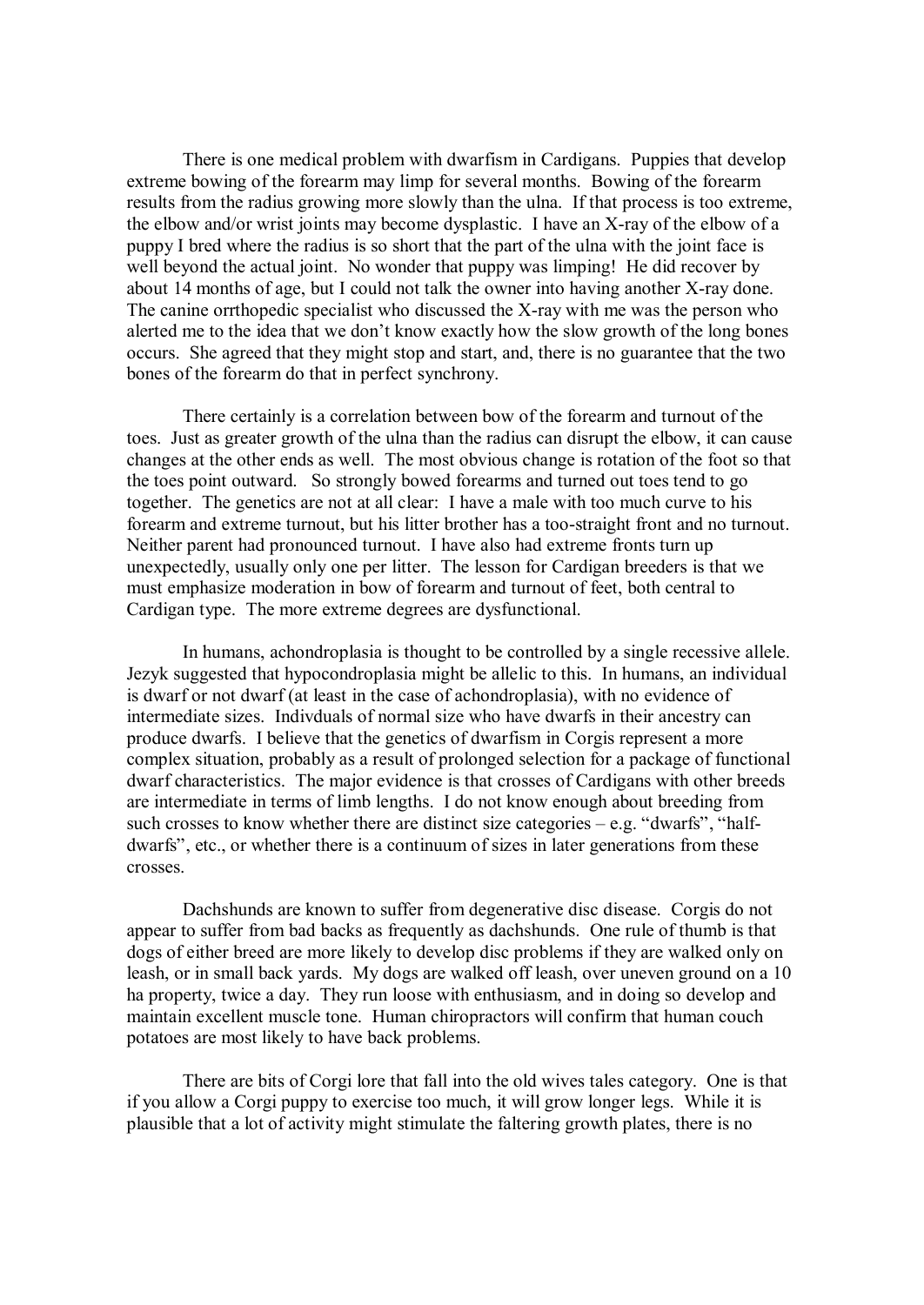There is one medical problem with dwarfism in Cardigans. Puppies that develop extreme bowing of the forearm may limp for several months. Bowing of the forearm results from the radius growing more slowly than the ulna. If that process is too extreme, the elbow and/or wrist joints may become dysplastic. I have an X-ray of the elbow of a puppy I bred where the radius is so short that the part of the ulna with the joint face is well beyond the actual joint. No wonder that puppy was limping! He did recover by about 14 months of age, but I could not talk the owner into having another X-ray done. The canine orrthopedic specialist who discussed the X-ray with me was the person who alerted me to the idea that we don't know exactly how the slow growth of the long bones occurs. She agreed that they might stop and start, and, there is no guarantee that the two bones of the forearm do that in perfect synchrony.

There certainly is a correlation between bow of the forearm and turnout of the toes. Just as greater growth of the ulna than the radius can disrupt the elbow, it can cause changes at the other ends as well. The most obvious change is rotation of the foot so that the toes point outward. So strongly bowed forearms and turned out toes tend to go together. The genetics are not at all clear: I have a male with too much curve to his forearm and extreme turnout, but his litter brother has a too-straight front and no turnout. Neither parent had pronounced turnout. I have also had extreme fronts turn up unexpectedly, usually only one per litter. The lesson for Cardigan breeders is that we must emphasize moderation in bow of forearm and turnout of feet, both central to Cardigan type. The more extreme degrees are dysfunctional.

In humans, achondroplasia is thought to be controlled by a single recessive allele. Jezyk suggested that hypocondroplasia might be allelic to this. In humans, an individual is dwarf or not dwarf (at least in the case of achondroplasia), with no evidence of intermediate sizes. Indivduals of normal size who have dwarfs in their ancestry can produce dwarfs. I believe that the genetics of dwarfism in Corgis represent a more complex situation, probably as a result of prolonged selection for a package of functional dwarf characteristics. The major evidence is that crosses of Cardigans with other breeds are intermediate in terms of limb lengths. I do not know enough about breeding from such crosses to know whether there are distinct size categories – e.g. "dwarfs", "half-dwarfs", etc., or whether there is a continuum of sizes in later generations from these crosses.

Dachshunds are known to suffer from degenerative disc disease. Corgis do not appear to suffer from bad backs as frequently as dachshunds. One rule of thumb is that dogs of either breed are more likely to develop disc problems if they are walked only on leash, or in small back yards. My dogs are walked off leash, over uneven ground on a 10 ha property, twice a day. They run loose with enthusiasm, and in doing so develop and maintain excellent muscle tone. Human chiropractors will confirm that human couch potatoes are most likely to have back problems.

There are bits of Corgi lore that fall into the old wives tales category. One is that if you allow a Corgi puppy to exercise too much, it will grow longer legs. While it is plausible that a lot of activity might stimulate the faltering growth plates, there is no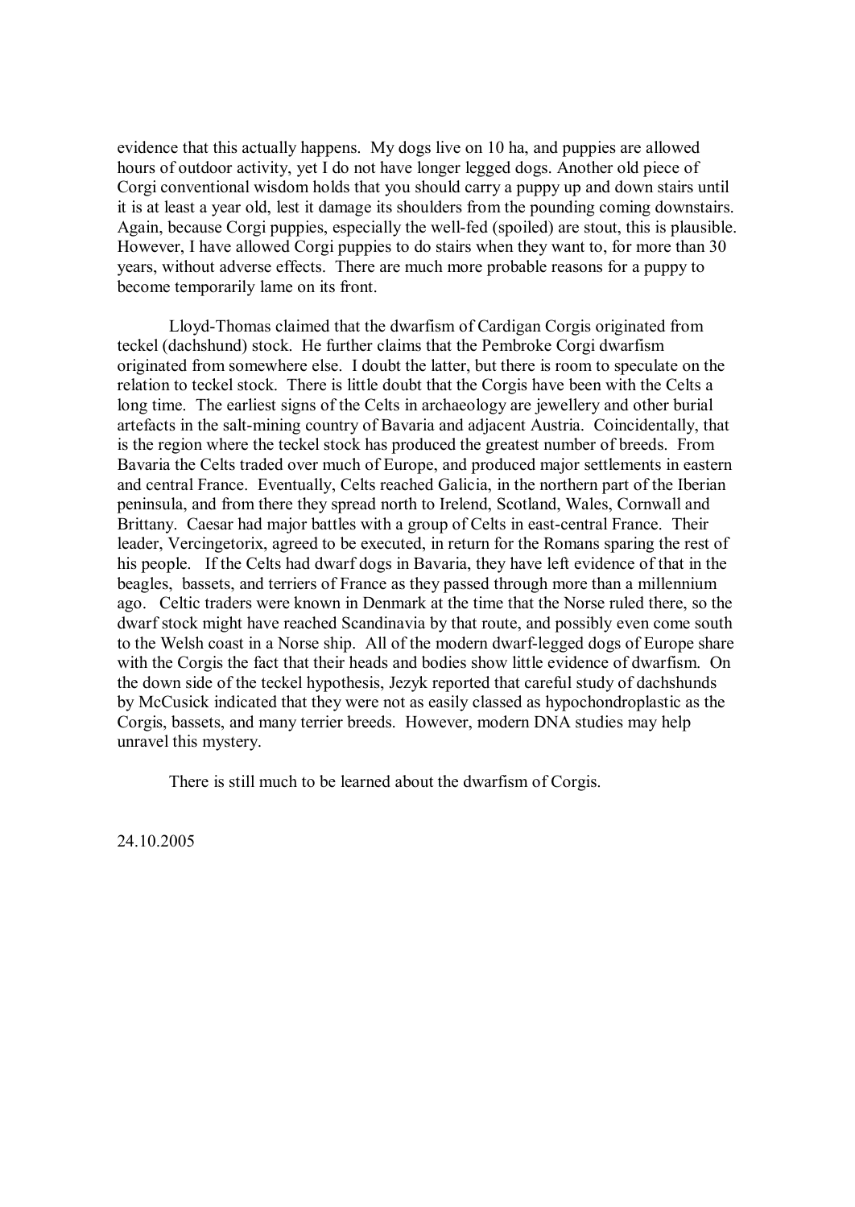evidence that this actually happens. My dogs live on 10 ha, and puppies are allowed hours of outdoor activity, yet I do not have longer legged dogs. Another old piece of Corgi conventional wisdom holds that you should carry a puppy up and down stairs until it is at least a year old, lest it damage its shoulders from the pounding coming downstairs. Again, because Corgi puppies, especially the well-fed (spoiled) are stout, this is plausible. However, I have allowed Corgi puppies to do stairs when they want to, for more than 30 years, without adverse effects. There are much more probable reasons for a puppy to become temporarily lame on its front.

Lloyd-Thomas claimed that the dwarfism of Cardigan Corgis originated from teckel (dachshund) stock. He further claims that the Pembroke Corgi dwarfism originated from somewhere else. I doubt the latter, but there is room to speculate on the relation to teckel stock. There is little doubt that the Corgis have been with the Celts a long time. The earliest signs of the Celts in archaeology are jewellery and other burial artefacts in the salt-mining country of Bavaria and adjacent Austria. Coincidentally, that is the region where the teckel stock has produced the greatest number of breeds. From Bavaria the Celts traded over much of Europe, and produced major settlements in eastern and central France. Eventually, Celts reached Galicia, in the northern part of the Iberian peninsula, and from there they spread north to Irelend, Scotland, Wales, Cornwall and Brittany. Caesar had major battles with a group of Celts in east-central France. Their leader, Vercingetorix, agreed to be executed, in return for the Romans sparing the rest of his people. If the Celts had dwarf dogs in Bavaria, they have left evidence of that in the beagles, bassets, and terriers of France as they passed through more than a millennium ago. Celtic traders were known in Denmark at the time that the Norse ruled there, so the dwarf stock might have reached Scandinavia by that route, and possibly even come south to the Welsh coast in a Norse ship. All of the modern dwarf-legged dogs of Europe share with the Corgis the fact that their heads and bodies show little evidence of dwarfism. On the down side of the teckel hypothesis, Jezyk reported that careful study of dachshunds by McCusick indicated that they were not as easily classed as hypochondroplastic as the Corgis, bassets, and many terrier breeds. However, modern DNA studies may help unravel this mystery.

There is still much to be learned about the dwarfism of Corgis.

24.10.2005